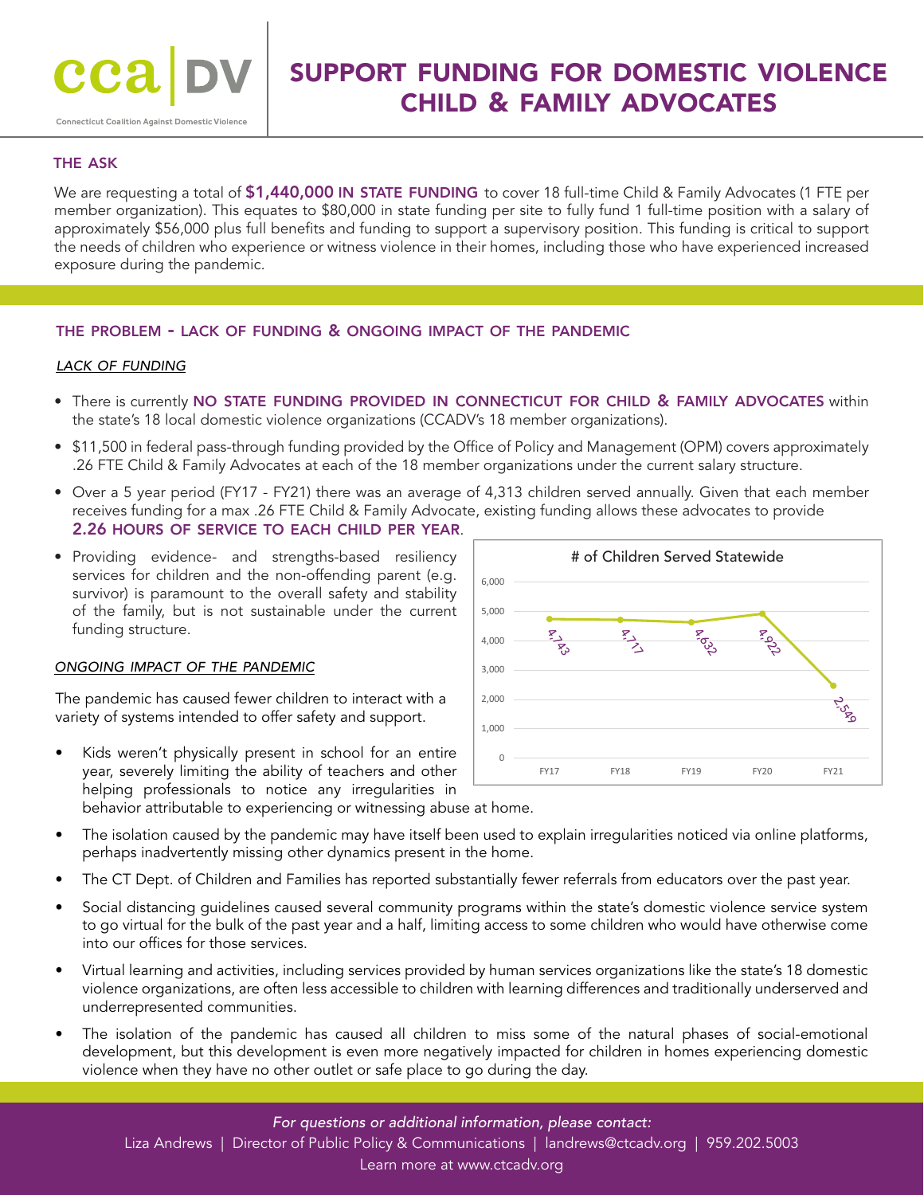cca | DV

Connecticut Coalition Against Domestic Violence

# SUPPORT FUNDING FOR DOMESTIC VIOLENCE CHILD & FAMILY ADVOCATES

## THE ASK

We are requesting a total of **$1,440,000 IN STATE FUNDING** to cover 18 full-time Child & Family Advocates (1 FTE per member organization). This equates to $80,000 in state funding per site to fully fund 1 full-time position with a salary of approximately $56,000 plus full benefits and funding to support a supervisory position. This funding is critical to support the needs of children who experience or witness violence in their homes, including those who have experienced increased exposure during the pandemic.

## THE PROBLEM - LACK OF FUNDING & ONGOING IMPACT OF THE PANDEMIC

### *LACK OF FUNDING*

- There is currently **NO STATE FUNDING PROVIDED IN CONNECTICUT FOR CHILD & FAMILY ADVOCATES** within the state's 18 local domestic violence organizations (CCADV's 18 member organizations).
- $11,500 in federal pass-through funding provided by the Office of Policy and Management (OPM) covers approximately .26 FTE Child & Family Advocates at each of the 18 member organizations under the current salary structure.
- Over a 5 year period (FY17 - FY21) there was an average of 4,313 children served annually. Given that each member receives funding for a max .26 FTE Child & Family Advocate, existing funding allows these advocates to provide **2.26 HOURS OF SERVICE TO EACH CHILD PER YEAR**.
- Providing evidence- and strengths-based resiliency services for children and the non-offending parent (e.g. survivor) is paramount to the overall safety and stability of the family, but is not sustainable under the current funding structure.

**# of Children Served Statewide**

| Fiscal Year | # of Children Served |
|---|---|
| FY17 | 4,743 |
| FY18 | 4,717 |
| FY19 | 4,632 |
| FY20 | 4,922 |
| FY21 | 2,549 |

### *ONGOING IMPACT OF THE PANDEMIC*

The pandemic has caused fewer children to interact with a variety of systems intended to offer safety and support.

- Kids weren't physically present in school for an entire year, severely limiting the ability of teachers and other helping professionals to notice any irregularities in behavior attributable to experiencing or witnessing abuse at home.
- The isolation caused by the pandemic may have itself been used to explain irregularities noticed via online platforms, perhaps inadvertently missing other dynamics present in the home.
- The CT Dept. of Children and Families has reported substantially fewer referrals from educators over the past year.
- Social distancing guidelines caused several community programs within the state's domestic violence service system to go virtual for the bulk of the past year and a half, limiting access to some children who would have otherwise come into our offices for those services.
- Virtual learning and activities, including services provided by human services organizations like the state's 18 domestic violence organizations, are often less accessible to children with learning differences and traditionally underserved and underrepresented communities.
- The isolation of the pandemic has caused all children to miss some of the natural phases of social-emotional development, but this development is even more negatively impacted for children in homes experiencing domestic violence when they have no other outlet or safe place to go during the day.

*For questions or additional information, please contact:*

Liza Andrews | Director of Public Policy & Communications | landrews@ctcadv.org | 959.202.5003

Learn more at www.ctcadv.org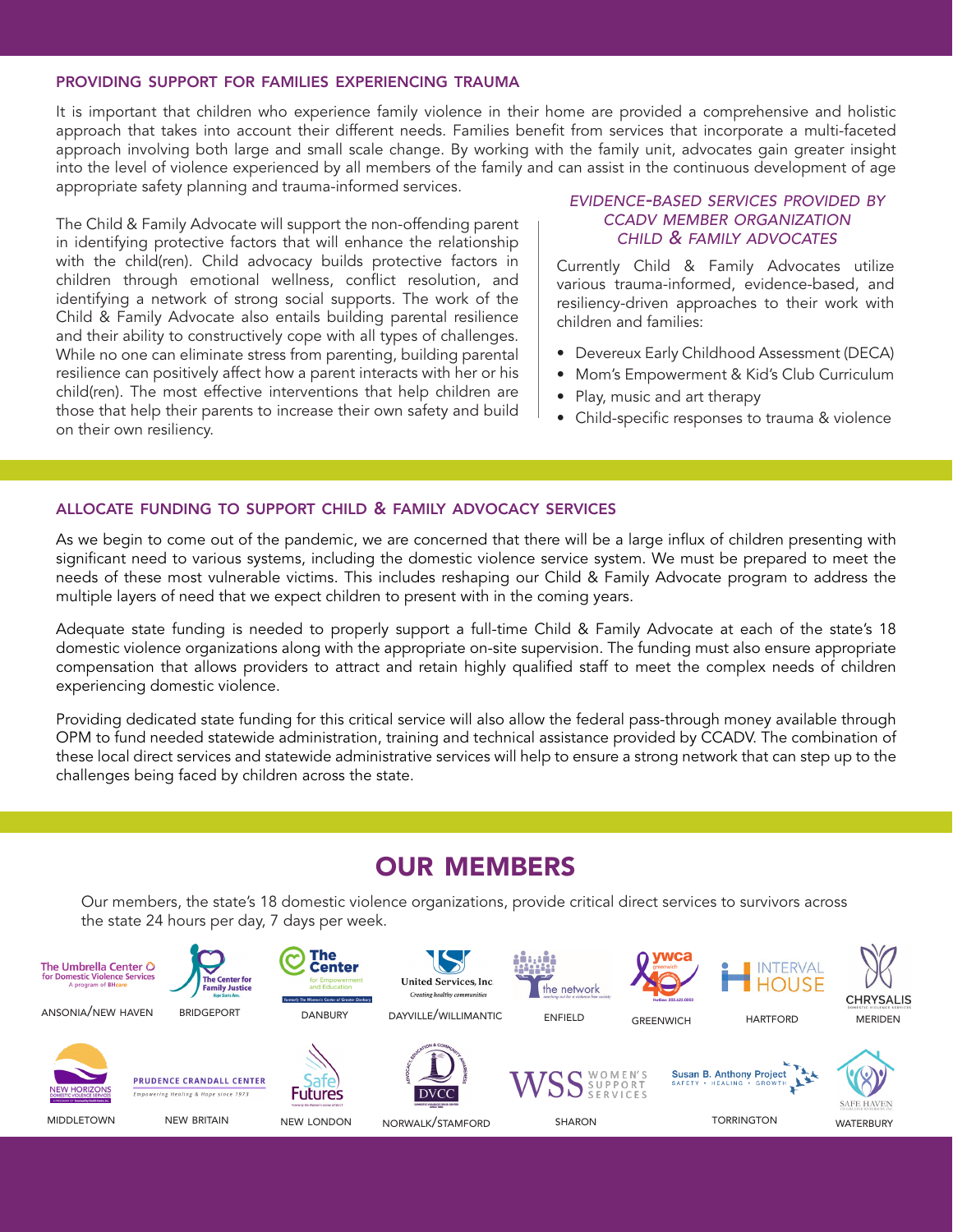## PROVIDING SUPPORT FOR FAMILIES EXPERIENCING TRAUMA

It is important that children who experience family violence in their home are provided a comprehensive and holistic approach that takes into account their different needs. Families benefit from services that incorporate a multi-faceted approach involving both large and small scale change. By working with the family unit, advocates gain greater insight into the level of violence experienced by all members of the family and can assist in the continuous development of age appropriate safety planning and trauma-informed services.

The Child & Family Advocate will support the non-offending parent in identifying protective factors that will enhance the relationship with the child(ren). Child advocacy builds protective factors in children through emotional wellness, conflict resolution, and identifying a network of strong social supports. The work of the Child & Family Advocate also entails building parental resilience and their ability to constructively cope with all types of challenges. While no one can eliminate stress from parenting, building parental resilience can positively affect how a parent interacts with her or his child(ren). The most effective interventions that help children are those that help their parents to increase their own safety and build on their own resiliency.

### *EVIDENCE-BASED SERVICES PROVIDED BY CCADV MEMBER ORGANIZATION CHILD & FAMILY ADVOCATES*

Currently Child & Family Advocates utilize various trauma-informed, evidence-based, and resiliency-driven approaches to their work with children and families:

- Devereux Early Childhood Assessment (DECA)
- Mom's Empowerment & Kid's Club Curriculum
- Play, music and art therapy
- Child-specific responses to trauma & violence

## ALLOCATE FUNDING TO SUPPORT CHILD & FAMILY ADVOCACY SERVICES

As we begin to come out of the pandemic, we are concerned that there will be a large influx of children presenting with significant need to various systems, including the domestic violence service system. We must be prepared to meet the needs of these most vulnerable victims. This includes reshaping our Child & Family Advocate program to address the multiple layers of need that we expect children to present with in the coming years.

Adequate state funding is needed to properly support a full-time Child & Family Advocate at each of the state's 18 domestic violence organizations along with the appropriate on-site supervision. The funding must also ensure appropriate compensation that allows providers to attract and retain highly qualified staff to meet the complex needs of children experiencing domestic violence.

Providing dedicated state funding for this critical service will also allow the federal pass-through money available through OPM to fund needed statewide administration, training and technical assistance provided by CCADV. The combination of these local direct services and statewide administrative services will help to ensure a strong network that can step up to the challenges being faced by children across the state.

# OUR MEMBERS

Our members, the state's 18 domestic violence organizations, provide critical direct services to survivors across the state 24 hours per day, 7 days per week.

The Umbrella Center for Domestic Violence Services — ANSONIA/NEW HAVEN
The Center for Family Justice — BRIDGEPORT
The Center for Empowerment and Education — DANBURY
United Services, Inc — DAYVILLE/WILLIMANTIC
the network — ENFIELD
YWCA Greenwich — GREENWICH
Interval House — HARTFORD
Chrysalis Domestic Violence Services — MERIDEN
New Horizons Domestic Violence Services — MIDDLETOWN
Prudence Crandall Center — NEW BRITAIN
Safe Futures — NEW LONDON
DVCC — NORWALK/STAMFORD
WSS Women's Support Services — SHARON
Susan B. Anthony Project — TORRINGTON
Safe Haven — WATERBURY